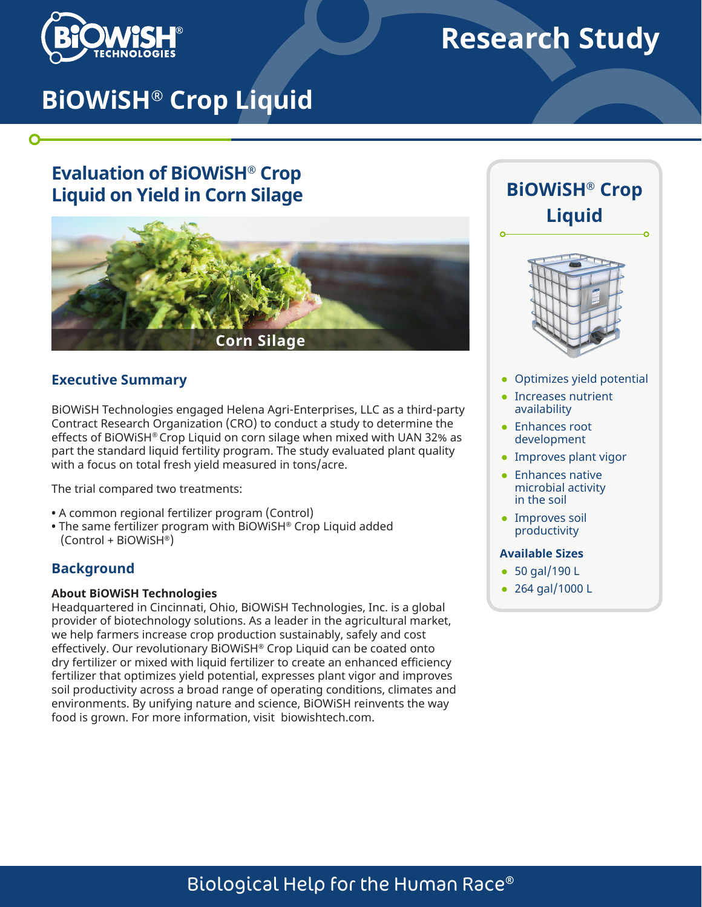# Research Study

# BiOWiSH® Crop Liquid

## Evaluation of BiOWiSH® Crop Liquid on Yield in Corn Silage

Corn Silage

### Executive Summary

BiOWiSH Technologies engaged Helena Agri-Enterprises, LLC as a third-party Contract Research Organization (CRO) to conduct a study to determine the effects of BiOWiSH® Crop Liquid on corn silage when mixed with UAN 32% as part the standard liquid fertility program. The study evaluated plant quality with a focus on total fresh yield measured in tons/acre.

The trial compared two treatments:

- A common regional fertilizer program (Control)
- The same fertilizer program with BiOWiSH® Crop Liquid added (Control + BiOWiSH®)

### Background

**About BiOWiSH Technologies**

Headquartered in Cincinnati, Ohio, BiOWiSH Technologies, Inc. is a global provider of biotechnology solutions. As a leader in the agricultural market, we help farmers increase crop production sustainably, safely and cost effectively. Our revolutionary BiOWiSH® Crop Liquid can be coated onto dry fertilizer or mixed with liquid fertilizer to create an enhanced efficiency fertilizer that optimizes yield potential, expresses plant vigor and improves soil productivity across a broad range of operating conditions, climates and environments. By unifying nature and science, BiOWiSH reinvents the way food is grown. For more information, visit biowishtech.com.

### BiOWiSH® Crop Liquid

- Optimizes yield potential
- Increases nutrient availability
- Enhances root development
- Improves plant vigor
- Enhances native microbial activity in the soil
- Improves soil productivity

**Available Sizes**

- 50 gal/190 L
- 264 gal/1000 L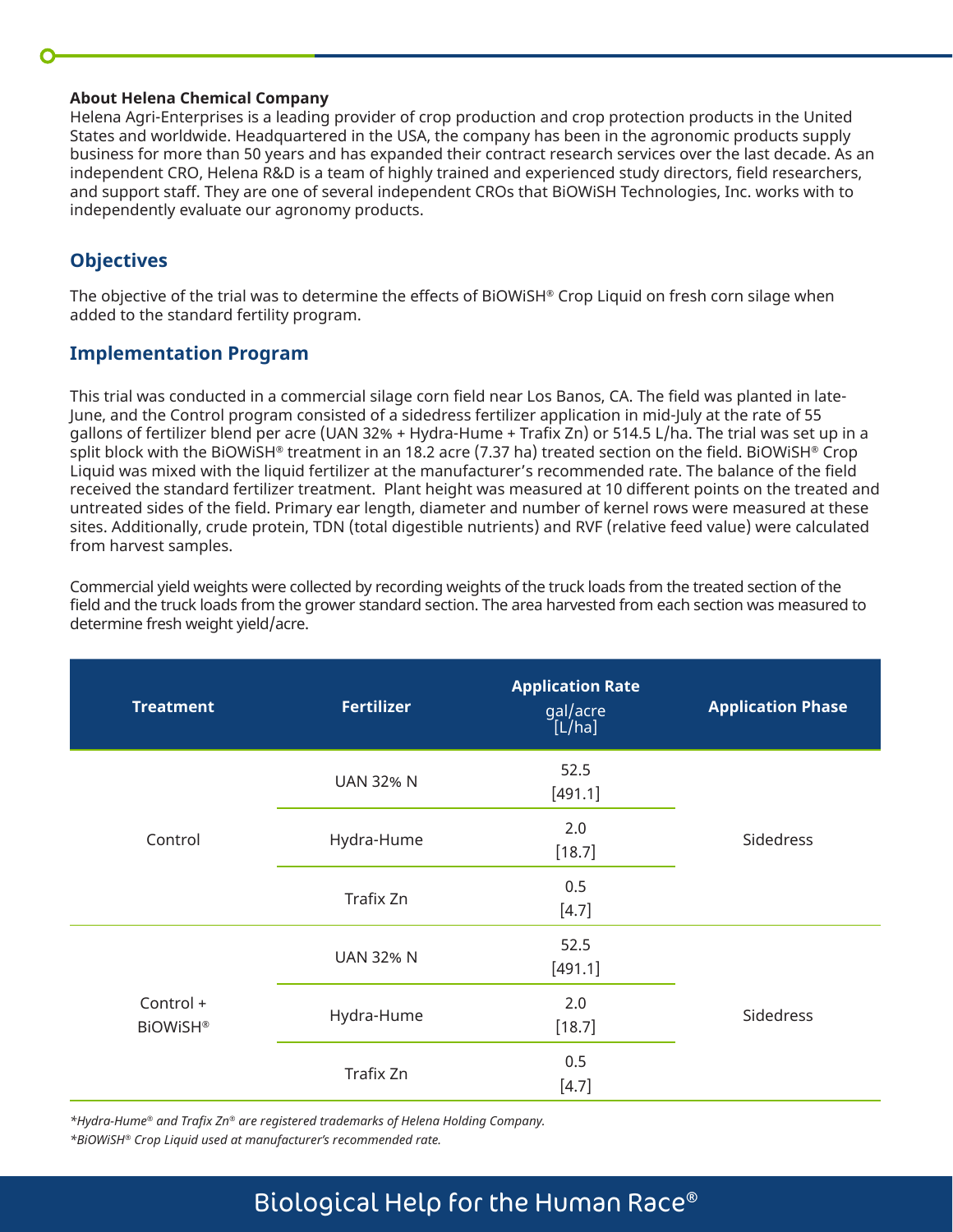**About Helena Chemical Company**
Helena Agri-Enterprises is a leading provider of crop production and crop protection products in the United States and worldwide. Headquartered in the USA, the company has been in the agronomic products supply business for more than 50 years and has expanded their contract research services over the last decade. As an independent CRO, Helena R&D is a team of highly trained and experienced study directors, field researchers, and support staff. They are one of several independent CROs that BiOWiSH Technologies, Inc. works with to independently evaluate our agronomy products.

## Objectives

The objective of the trial was to determine the effects of BiOWiSH® Crop Liquid on fresh corn silage when added to the standard fertility program.

## Implementation Program

This trial was conducted in a commercial silage corn field near Los Banos, CA. The field was planted in late-June, and the Control program consisted of a sidedress fertilizer application in mid-July at the rate of 55 gallons of fertilizer blend per acre (UAN 32% + Hydra-Hume + Trafix Zn) or 514.5 L/ha. The trial was set up in a split block with the BiOWiSH® treatment in an 18.2 acre (7.37 ha) treated section on the field. BiOWiSH® Crop Liquid was mixed with the liquid fertilizer at the manufacturer's recommended rate. The balance of the field received the standard fertilizer treatment. Plant height was measured at 10 different points on the treated and untreated sides of the field. Primary ear length, diameter and number of kernel rows were measured at these sites. Additionally, crude protein, TDN (total digestible nutrients) and RVF (relative feed value) were calculated from harvest samples.

Commercial yield weights were collected by recording weights of the truck loads from the treated section of the field and the truck loads from the grower standard section. The area harvested from each section was measured to determine fresh weight yield/acre.

| Treatment | Fertilizer | Application Rate gal/acre [L/ha] | Application Phase |
|---|---|---|---|
| Control | UAN 32% N | 52.5 [491.1] | Sidedress |
| | Hydra-Hume | 2.0 [18.7] | |
| | Trafix Zn | 0.5 [4.7] | |
| Control + BiOWiSH® | UAN 32% N | 52.5 [491.1] | Sidedress |
| | Hydra-Hume | 2.0 [18.7] | |
| | Trafix Zn | 0.5 [4.7] | |

*\*Hydra-Hume® and Trafix Zn® are registered trademarks of Helena Holding Company.*

*\*BiOWiSH® Crop Liquid used at manufacturer's recommended rate.*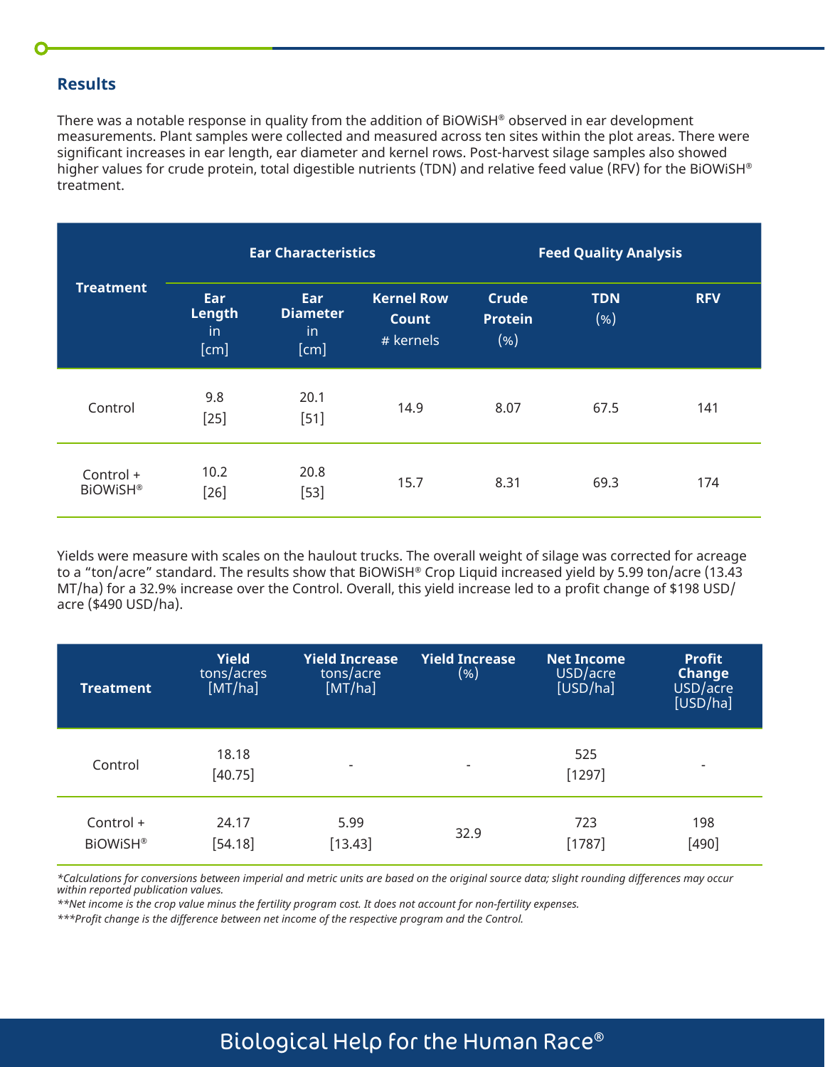## Results

There was a notable response in quality from the addition of BiOWiSH® observed in ear development measurements. Plant samples were collected and measured across ten sites within the plot areas. There were significant increases in ear length, ear diameter and kernel rows. Post-harvest silage samples also showed higher values for crude protein, total digestible nutrients (TDN) and relative feed value (RFV) for the BiOWiSH® treatment.

| Treatment | Ear Characteristics | | | Feed Quality Analysis | | |
|---|---|---|---|---|---|---|
| | **Ear Length** in [cm] | **Ear Diameter** in [cm] | **Kernel Row Count** # kernels | **Crude Protein** (%) | **TDN** (%) | **RFV** |
| Control | 9.8 [25] | 20.1 [51] | 14.9 | 8.07 | 67.5 | 141 |
| Control + BiOWiSH® | 10.2 [26] | 20.8 [53] | 15.7 | 8.31 | 69.3 | 174 |

Yields were measure with scales on the haulout trucks. The overall weight of silage was corrected for acreage to a "ton/acre" standard. The results show that BiOWiSH® Crop Liquid increased yield by 5.99 ton/acre (13.43 MT/ha) for a 32.9% increase over the Control. Overall, this yield increase led to a profit change of $198 USD/acre ($490 USD/ha).

| Treatment | **Yield** tons/acres [MT/ha] | **Yield Increase** tons/acre [MT/ha] | **Yield Increase** (%) | **Net Income** USD/acre [USD/ha] | **Profit Change** USD/acre [USD/ha] |
|---|---|---|---|---|---|
| Control | 18.18 [40.75] | - | - | 525 [1297] | - |
| Control + BiOWiSH® | 24.17 [54.18] | 5.99 [13.43] | 32.9 | 723 [1787] | 198 [490] |

*\*Calculations for conversions between imperial and metric units are based on the original source data; slight rounding differences may occur within reported publication values.*

*\*\*Net income is the crop value minus the fertility program cost. It does not account for non-fertility expenses.*

*\*\*\*Profit change is the difference between net income of the respective program and the Control.*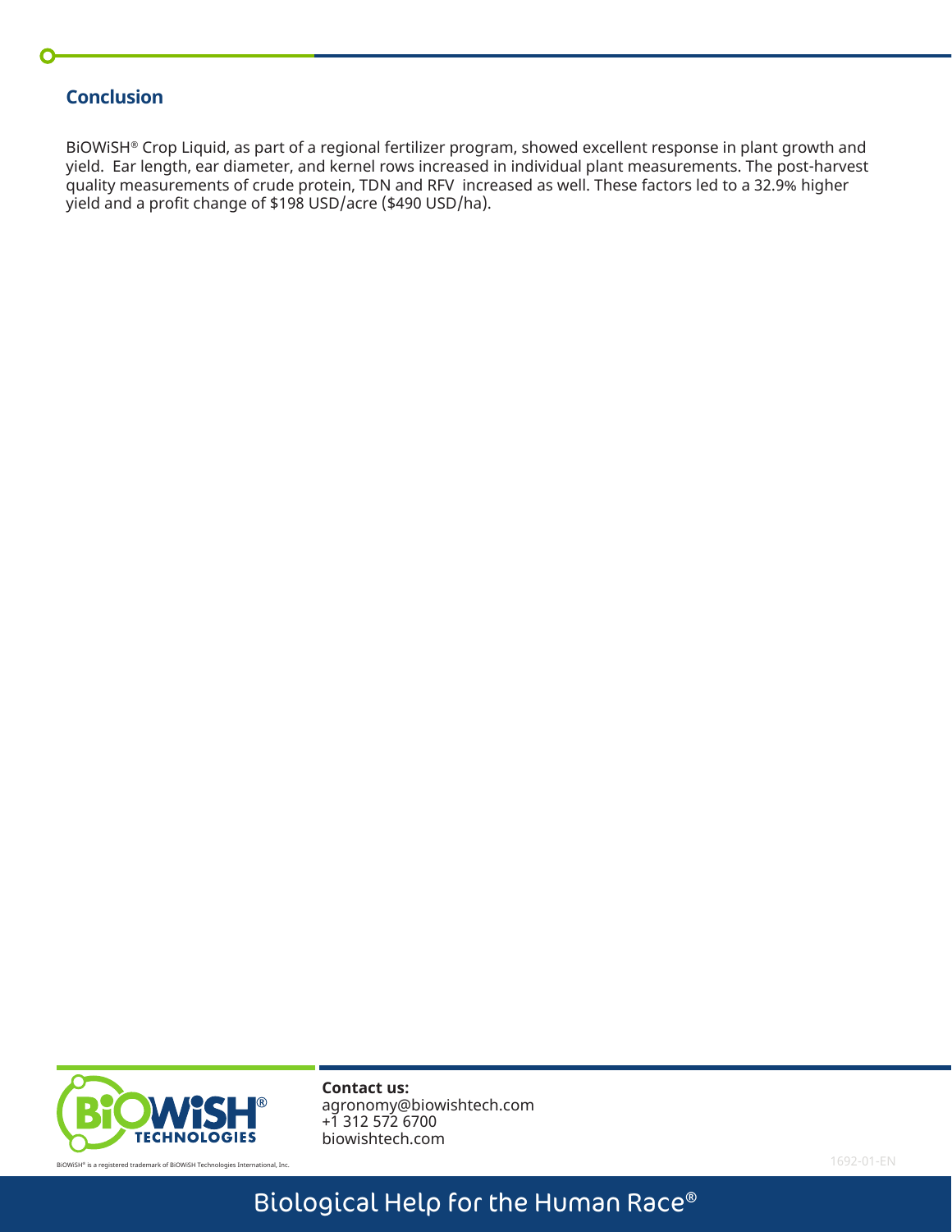## Conclusion

BiOWiSH® Crop Liquid, as part of a regional fertilizer program, showed excellent response in plant growth and yield. Ear length, ear diameter, and kernel rows increased in individual plant measurements. The post-harvest quality measurements of crude protein, TDN and RFV increased as well. These factors led to a 32.9% higher yield and a profit change of $198 USD/acre ($490 USD/ha).

BiOWiSH® is a registered trademark of BiOWiSH Technologies International, Inc.

**Contact us:**
agronomy@biowishtech.com
+1 312 572 6700
biowishtech.com

1692-01-EN

Biological Help for the Human Race®